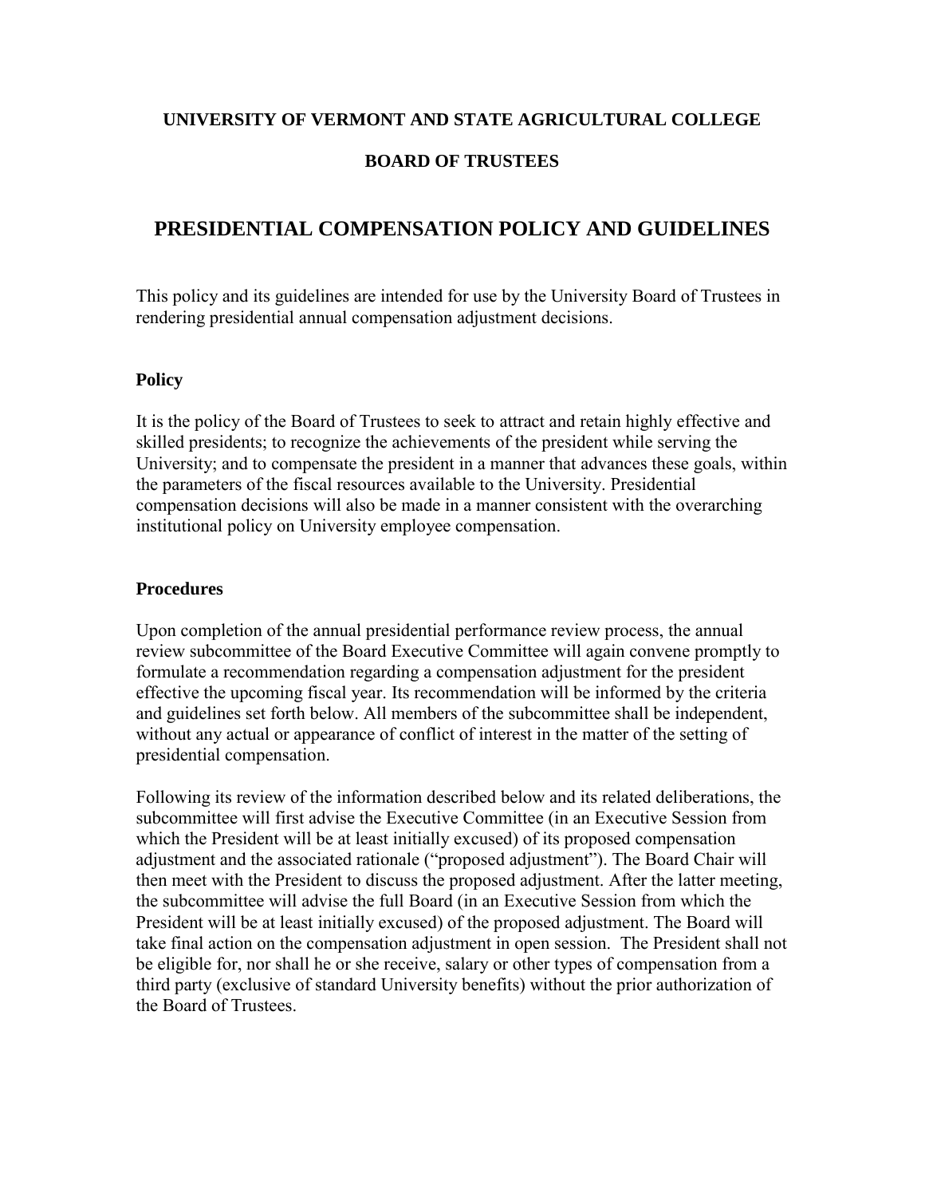**UNIVERSITY OF VERMONT AND STATE AGRICULTURAL COLLEGE**

**BOARD OF TRUSTEES**

# PRESIDENTIAL COMPENSATION POLICY AND GUIDELINES

This policy and its guidelines are intended for use by the University Board of Trustees in rendering presidential annual compensation adjustment decisions.

### Policy

It is the policy of the Board of Trustees to seek to attract and retain highly effective and skilled presidents; to recognize the achievements of the president while serving the University; and to compensate the president in a manner that advances these goals, within the parameters of the fiscal resources available to the University. Presidential compensation decisions will also be made in a manner consistent with the overarching institutional policy on University employee compensation.

### Procedures

Upon completion of the annual presidential performance review process, the annual review subcommittee of the Board Executive Committee will again convene promptly to formulate a recommendation regarding a compensation adjustment for the president effective the upcoming fiscal year. Its recommendation will be informed by the criteria and guidelines set forth below. All members of the subcommittee shall be independent, without any actual or appearance of conflict of interest in the matter of the setting of presidential compensation.

Following its review of the information described below and its related deliberations, the subcommittee will first advise the Executive Committee (in an Executive Session from which the President will be at least initially excused) of its proposed compensation adjustment and the associated rationale ("proposed adjustment"). The Board Chair will then meet with the President to discuss the proposed adjustment. After the latter meeting, the subcommittee will advise the full Board (in an Executive Session from which the President will be at least initially excused) of the proposed adjustment. The Board will take final action on the compensation adjustment in open session. The President shall not be eligible for, nor shall he or she receive, salary or other types of compensation from a third party (exclusive of standard University benefits) without the prior authorization of the Board of Trustees.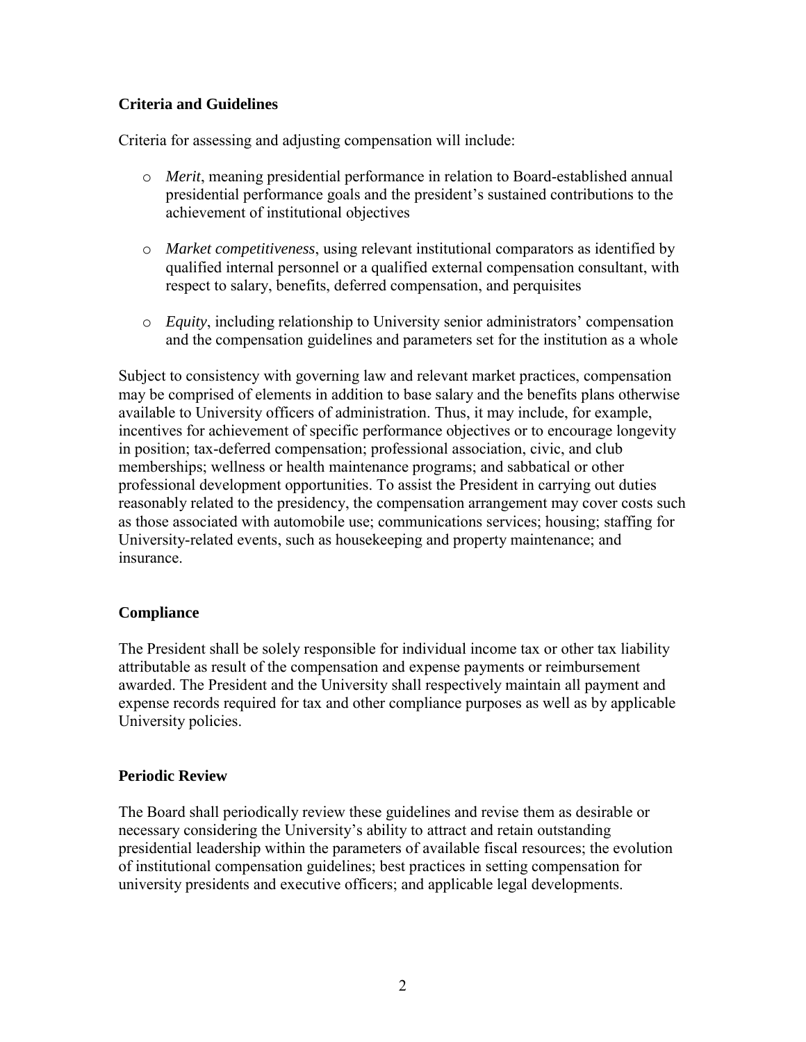## Criteria and Guidelines

Criteria for assessing and adjusting compensation will include:

- *Merit*, meaning presidential performance in relation to Board-established annual presidential performance goals and the president's sustained contributions to the achievement of institutional objectives

- *Market competitiveness*, using relevant institutional comparators as identified by qualified internal personnel or a qualified external compensation consultant, with respect to salary, benefits, deferred compensation, and perquisites

- *Equity*, including relationship to University senior administrators' compensation and the compensation guidelines and parameters set for the institution as a whole

Subject to consistency with governing law and relevant market practices, compensation may be comprised of elements in addition to base salary and the benefits plans otherwise available to University officers of administration. Thus, it may include, for example, incentives for achievement of specific performance objectives or to encourage longevity in position; tax-deferred compensation; professional association, civic, and club memberships; wellness or health maintenance programs; and sabbatical or other professional development opportunities. To assist the President in carrying out duties reasonably related to the presidency, the compensation arrangement may cover costs such as those associated with automobile use; communications services; housing; staffing for University-related events, such as housekeeping and property maintenance; and insurance.

## Compliance

The President shall be solely responsible for individual income tax or other tax liability attributable as result of the compensation and expense payments or reimbursement awarded. The President and the University shall respectively maintain all payment and expense records required for tax and other compliance purposes as well as by applicable University policies.

## Periodic Review

The Board shall periodically review these guidelines and revise them as desirable or necessary considering the University's ability to attract and retain outstanding presidential leadership within the parameters of available fiscal resources; the evolution of institutional compensation guidelines; best practices in setting compensation for university presidents and executive officers; and applicable legal developments.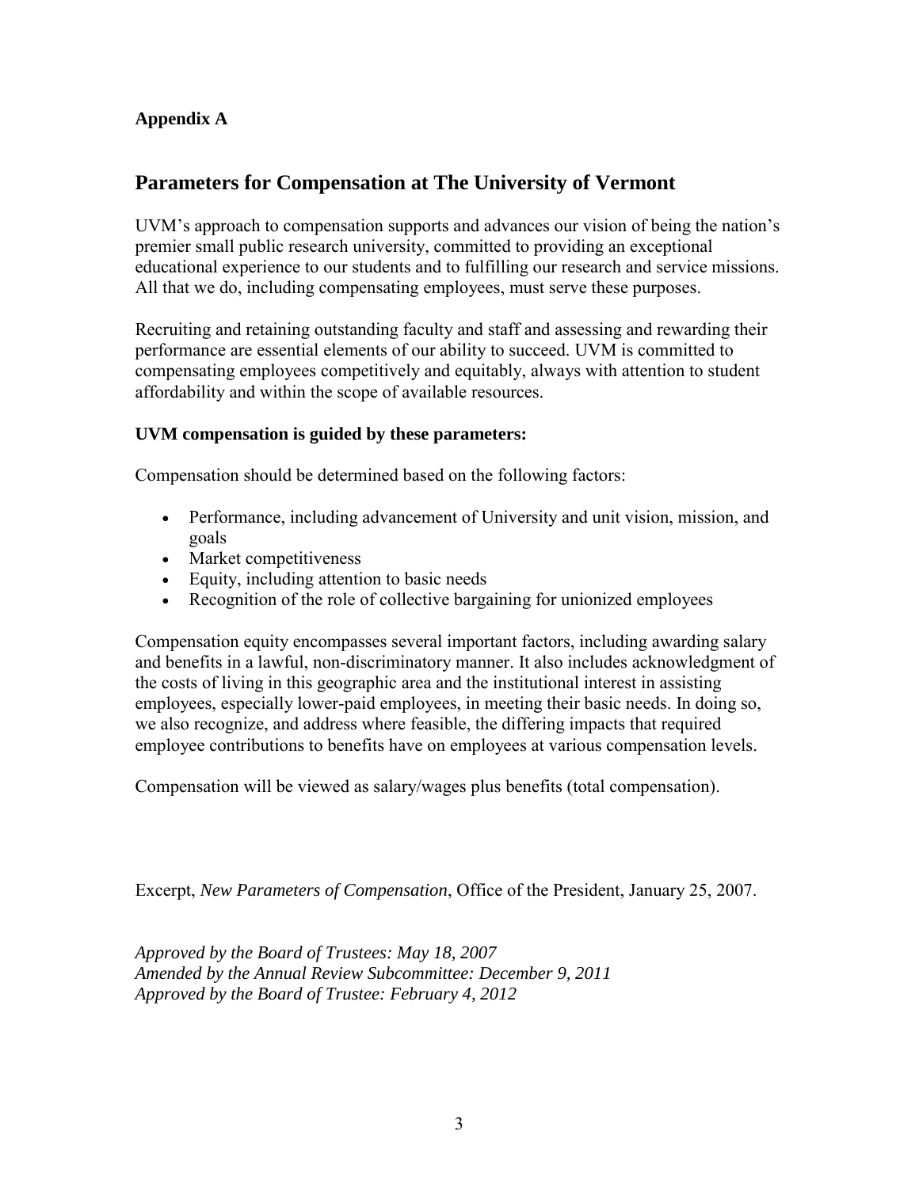**Appendix A**

## Parameters for Compensation at The University of Vermont

UVM's approach to compensation supports and advances our vision of being the nation's premier small public research university, committed to providing an exceptional educational experience to our students and to fulfilling our research and service missions. All that we do, including compensating employees, must serve these purposes.

Recruiting and retaining outstanding faculty and staff and assessing and rewarding their performance are essential elements of our ability to succeed. UVM is committed to compensating employees competitively and equitably, always with attention to student affordability and within the scope of available resources.

**UVM compensation is guided by these parameters:**

Compensation should be determined based on the following factors:

- Performance, including advancement of University and unit vision, mission, and goals
- Market competitiveness
- Equity, including attention to basic needs
- Recognition of the role of collective bargaining for unionized employees

Compensation equity encompasses several important factors, including awarding salary and benefits in a lawful, non-discriminatory manner. It also includes acknowledgment of the costs of living in this geographic area and the institutional interest in assisting employees, especially lower-paid employees, in meeting their basic needs. In doing so, we also recognize, and address where feasible, the differing impacts that required employee contributions to benefits have on employees at various compensation levels.

Compensation will be viewed as salary/wages plus benefits (total compensation).

Excerpt, *New Parameters of Compensation*, Office of the President, January 25, 2007.

*Approved by the Board of Trustees: May 18, 2007*
*Amended by the Annual Review Subcommittee: December 9, 2011*
*Approved by the Board of Trustee: February 4, 2012*